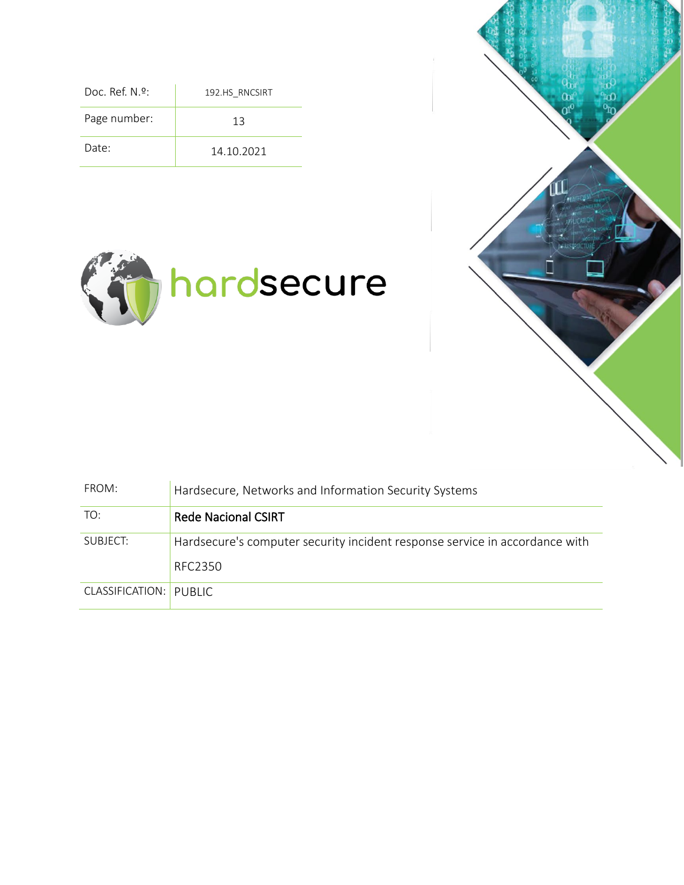| Doc. Ref. N.º: | 192.HS_RNCSIRT |
| --- | --- |
| Page number: | 13 |
| Date: | 14.10.2021 |

hardsecure

| FROM: | Hardsecure, Networks and Information Security Systems |
| --- | --- |
| TO: | Rede Nacional CSIRT |
| SUBJECT: | Hardsecure's computer security incident response service in accordance with RFC2350 |
| CLASSIFICATION: | PUBLIC |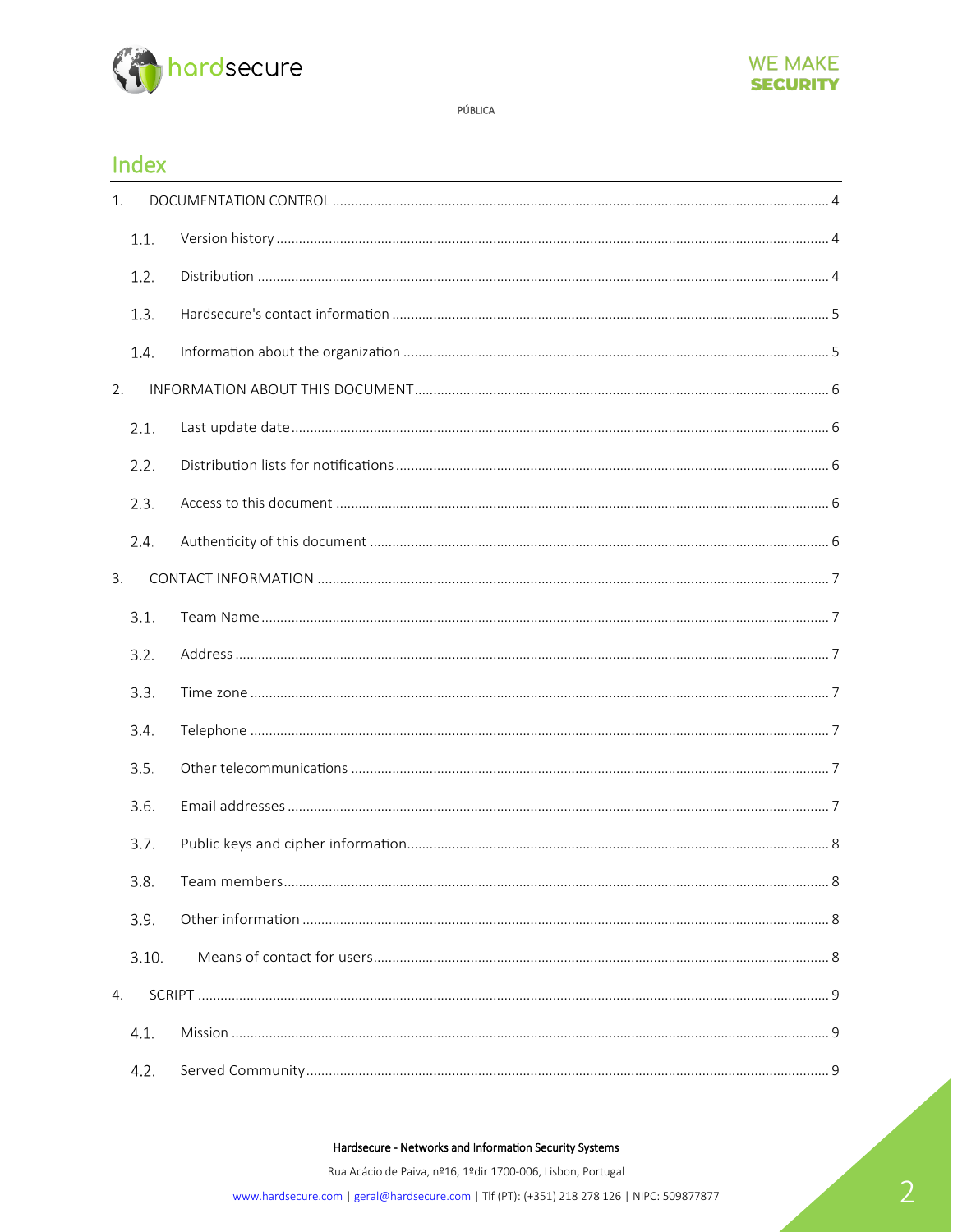PÚBLICA

# Index

1. DOCUMENTATION CONTROL ..... 4
   - 1.1. Version history ..... 4
   - 1.2. Distribution ..... 4
   - 1.3. Hardsecure's contact information ..... 5
   - 1.4. Information about the organization ..... 5
2. INFORMATION ABOUT THIS DOCUMENT ..... 6
   - 2.1. Last update date ..... 6
   - 2.2. Distribution lists for notifications ..... 6
   - 2.3. Access to this document ..... 6
   - 2.4. Authenticity of this document ..... 6
3. CONTACT INFORMATION ..... 7
   - 3.1. Team Name ..... 7
   - 3.2. Address ..... 7
   - 3.3. Time zone ..... 7
   - 3.4. Telephone ..... 7
   - 3.5. Other telecommunications ..... 7
   - 3.6. Email addresses ..... 7
   - 3.7. Public keys and cipher information ..... 8
   - 3.8. Team members ..... 8
   - 3.9. Other information ..... 8
   - 3.10. Means of contact for users ..... 8
4. SCRIPT ..... 9
   - 4.1. Mission ..... 9
   - 4.2. Served Community ..... 9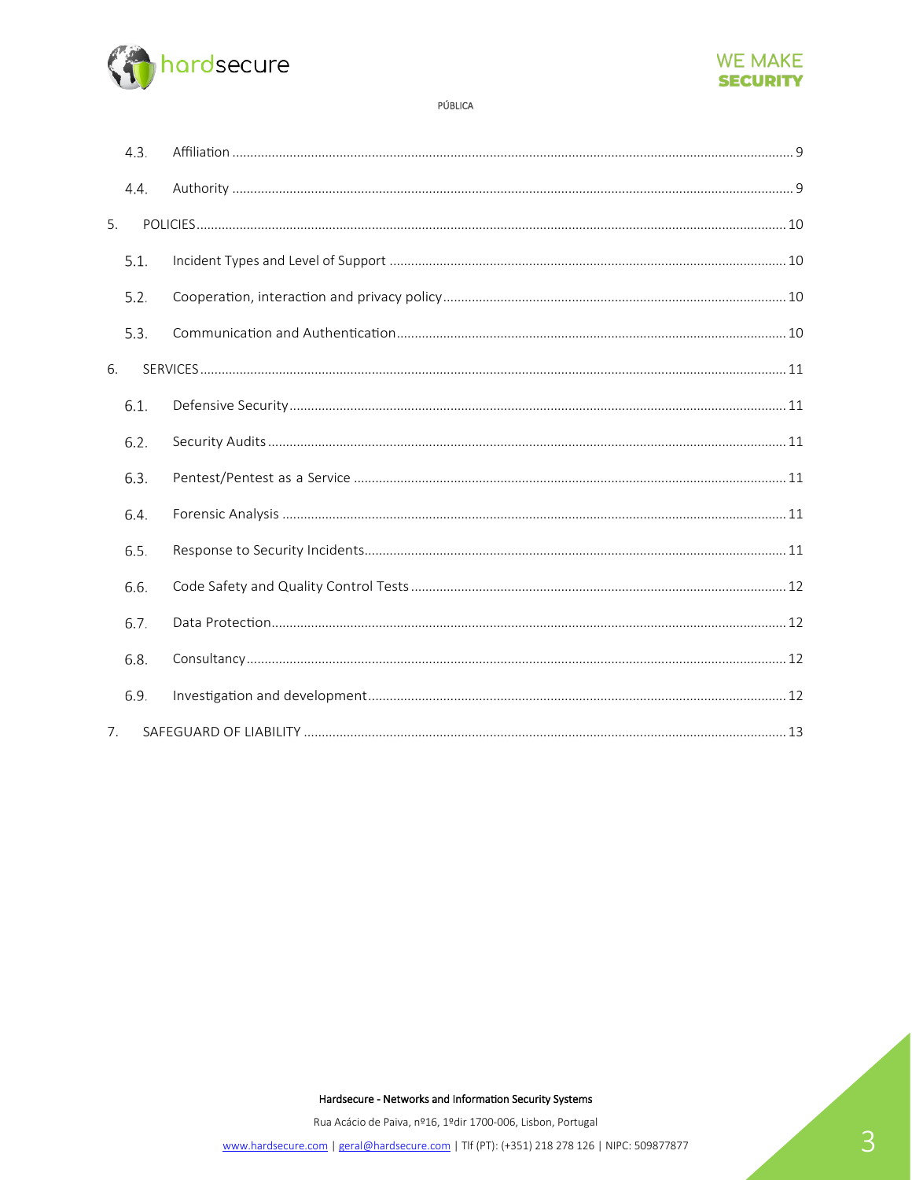4.3. Affiliation ... 9

4.4. Authority ... 9

5. POLICIES ... 10

5.1. Incident Types and Level of Support ... 10

5.2. Cooperation, interaction and privacy policy ... 10

5.3. Communication and Authentication ... 10

6. SERVICES ... 11

6.1. Defensive Security ... 11

6.2. Security Audits ... 11

6.3. Pentest/Pentest as a Service ... 11

6.4. Forensic Analysis ... 11

6.5. Response to Security Incidents ... 11

6.6. Code Safety and Quality Control Tests ... 12

6.7. Data Protection ... 12

6.8. Consultancy ... 12

6.9. Investigation and development ... 12

7. SAFEGUARD OF LIABILITY ... 13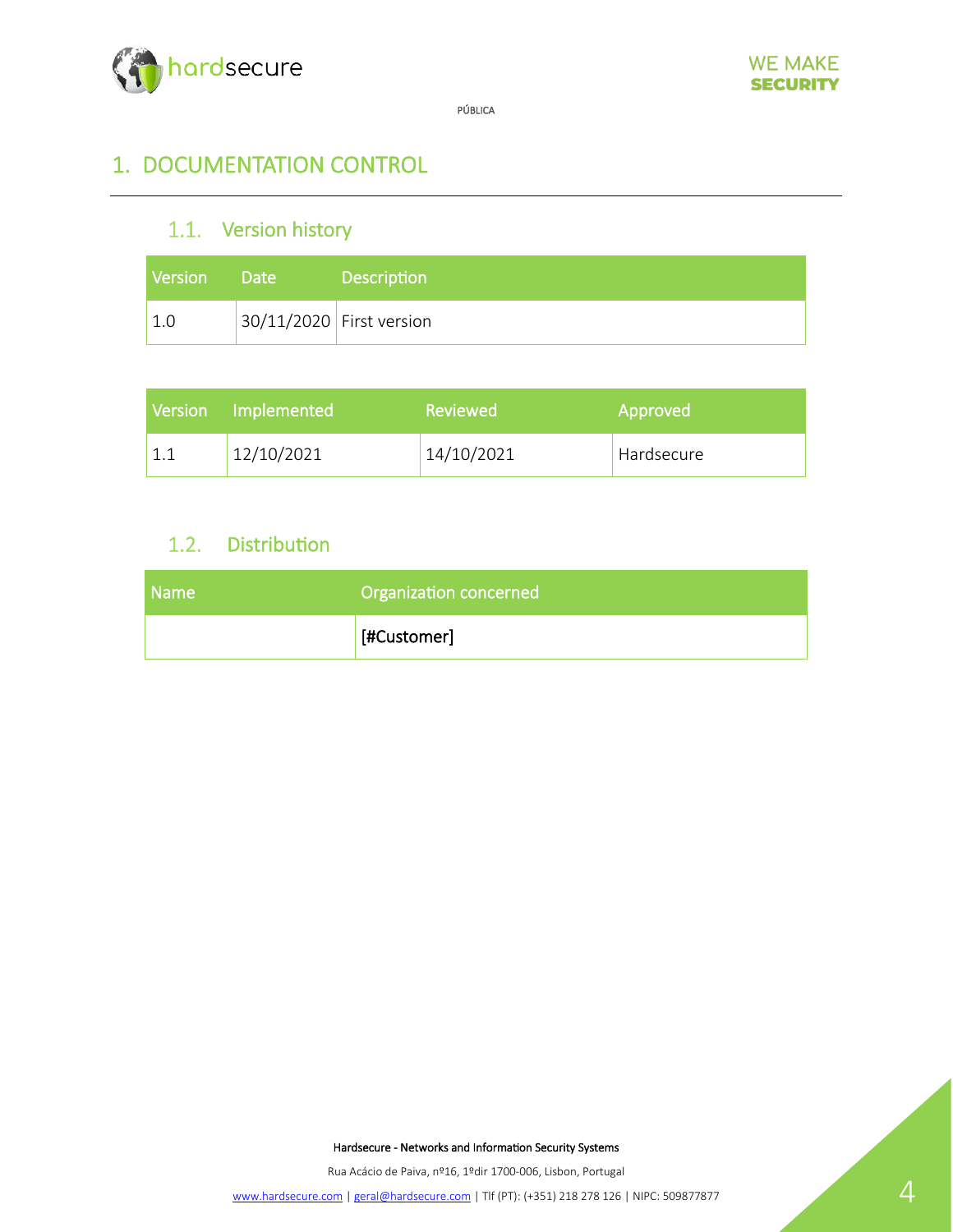# 1. DOCUMENTATION CONTROL

## 1.1. Version history

| Version | Date | Description |
|---|---|---|
| 1.0 | 30/11/2020 | First version |

| Version | Implemented | Reviewed | Approved |
|---|---|---|---|
| 1.1 | 12/10/2021 | 14/10/2021 | Hardsecure |

## 1.2. Distribution

| Name | Organization concerned |
|---|---|
| | [#Customer] |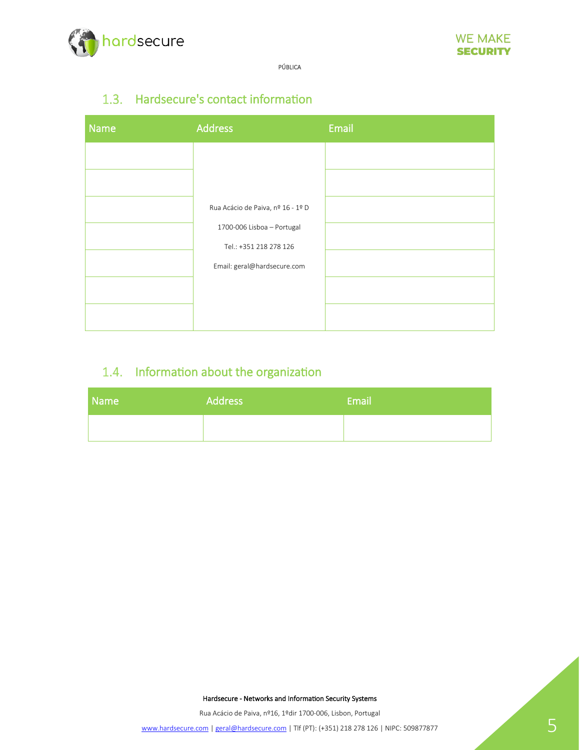## 1.3. Hardsecure's contact information

| Name | Address | Email |
|---|---|---|
| | Rua Acácio de Paiva, nº 16 - 1º D<br>1700-006 Lisboa – Portugal<br>Tel.: +351 218 278 126<br>Email: geral@hardsecure.com | |
| | | |
| | | |
| | | |
| | | |
| | | |
| | | |

## 1.4. Information about the organization

| Name | Address | Email |
|---|---|---|
| | | |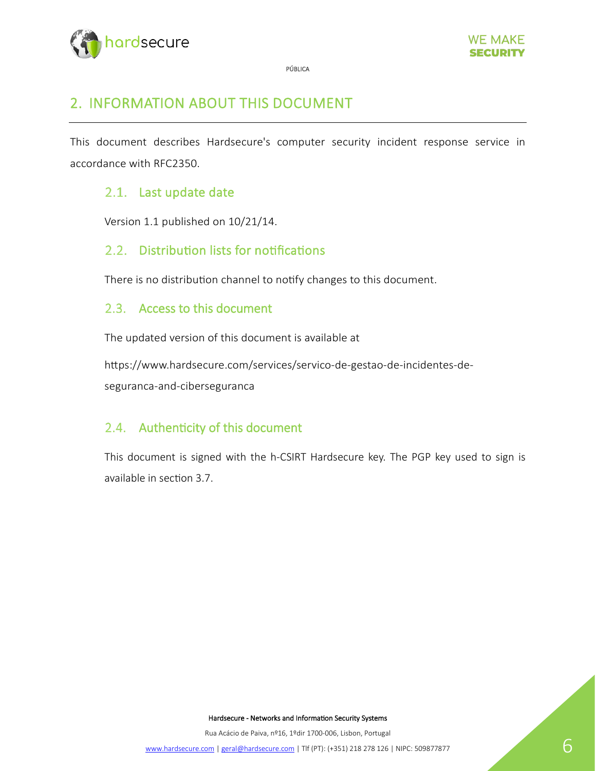## 2. INFORMATION ABOUT THIS DOCUMENT

This document describes Hardsecure's computer security incident response service in accordance with RFC2350.

### 2.1. Last update date

Version 1.1 published on 10/21/14.

### 2.2. Distribution lists for notifications

There is no distribution channel to notify changes to this document.

### 2.3. Access to this document

The updated version of this document is available at

https://www.hardsecure.com/services/servico-de-gestao-de-incidentes-de-seguranca-and-ciberseguranca

### 2.4. Authenticity of this document

This document is signed with the h-CSIRT Hardsecure key. The PGP key used to sign is available in section 3.7.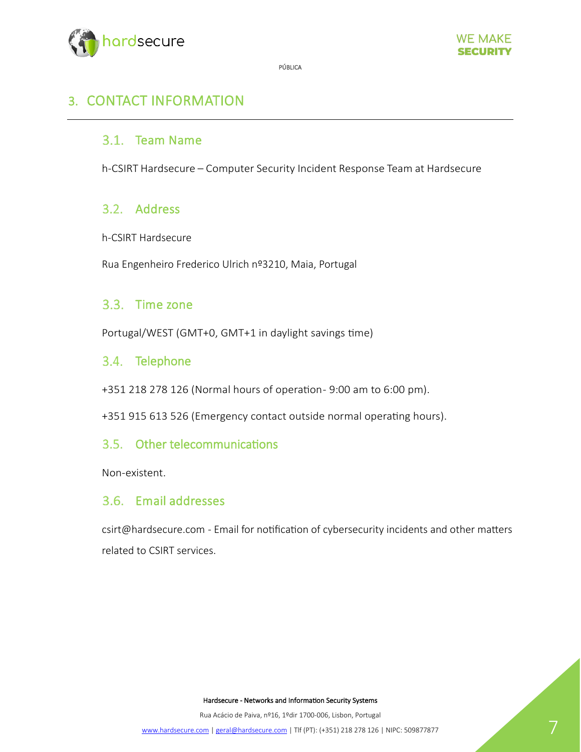## 3. CONTACT INFORMATION

### 3.1. Team Name

h-CSIRT Hardsecure – Computer Security Incident Response Team at Hardsecure

### 3.2. Address

h-CSIRT Hardsecure

Rua Engenheiro Frederico Ulrich nº3210, Maia, Portugal

### 3.3. Time zone

Portugal/WEST (GMT+0, GMT+1 in daylight savings time)

### 3.4. Telephone

+351 218 278 126 (Normal hours of operation- 9:00 am to 6:00 pm).

+351 915 613 526 (Emergency contact outside normal operating hours).

### 3.5. Other telecommunications

Non-existent.

### 3.6. Email addresses

csirt@hardsecure.com - Email for notification of cybersecurity incidents and other matters related to CSIRT services.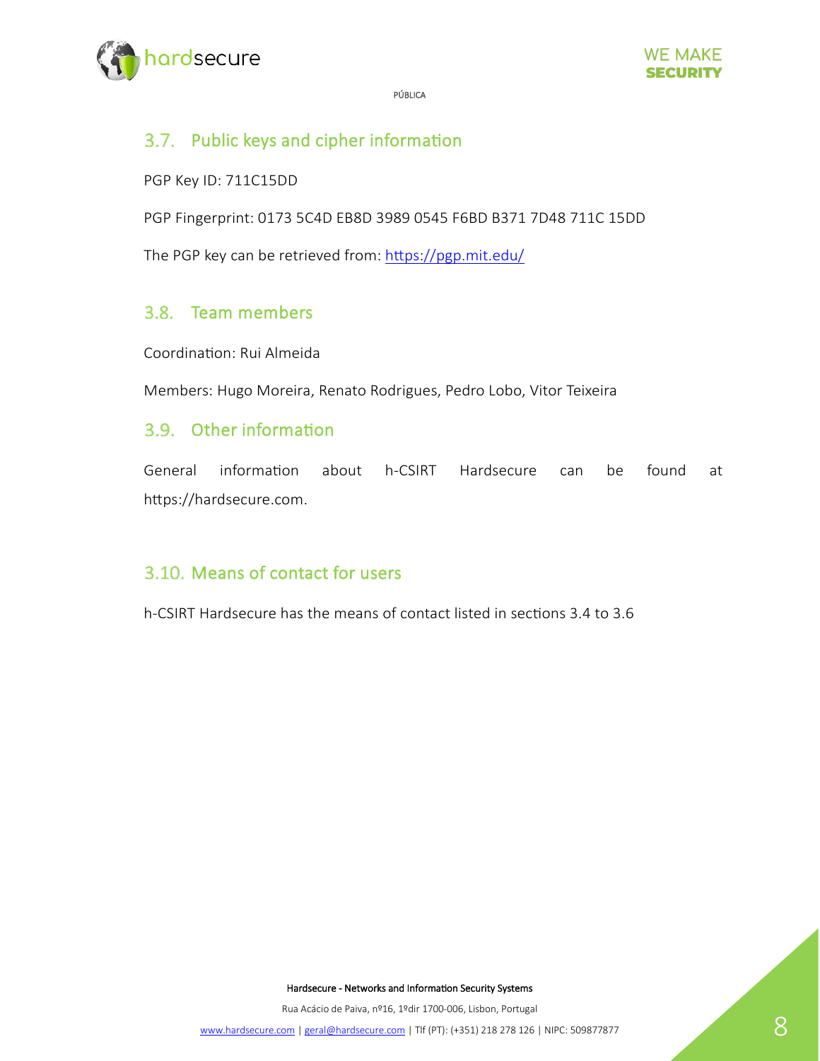## 3.7. Public keys and cipher information

PGP Key ID: 711C15DD

PGP Fingerprint: 0173 5C4D EB8D 3989 0545 F6BD B371 7D48 711C 15DD

The PGP key can be retrieved from: https://pgp.mit.edu/

## 3.8. Team members

Coordination: Rui Almeida

Members: Hugo Moreira, Renato Rodrigues, Pedro Lobo, Vitor Teixeira

## 3.9. Other information

General information about h-CSIRT Hardsecure can be found at https://hardsecure.com.

## 3.10. Means of contact for users

h-CSIRT Hardsecure has the means of contact listed in sections 3.4 to 3.6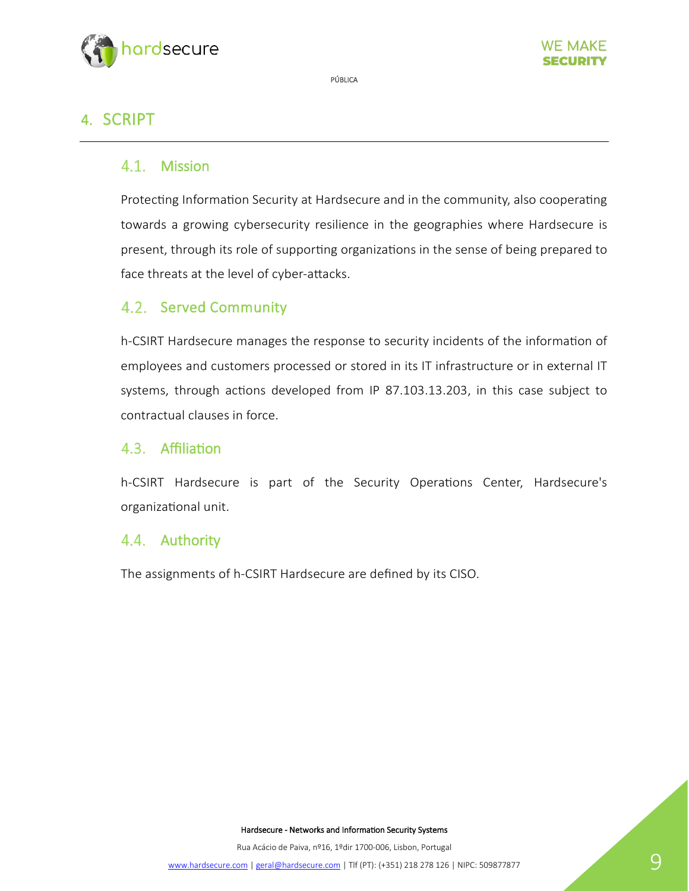# 4. SCRIPT

## 4.1. Mission

Protecting Information Security at Hardsecure and in the community, also cooperating towards a growing cybersecurity resilience in the geographies where Hardsecure is present, through its role of supporting organizations in the sense of being prepared to face threats at the level of cyber-attacks.

## 4.2. Served Community

h-CSIRT Hardsecure manages the response to security incidents of the information of employees and customers processed or stored in its IT infrastructure or in external IT systems, through actions developed from IP 87.103.13.203, in this case subject to contractual clauses in force.

## 4.3. Affiliation

h-CSIRT Hardsecure is part of the Security Operations Center, Hardsecure's organizational unit.

## 4.4. Authority

The assignments of h-CSIRT Hardsecure are defined by its CISO.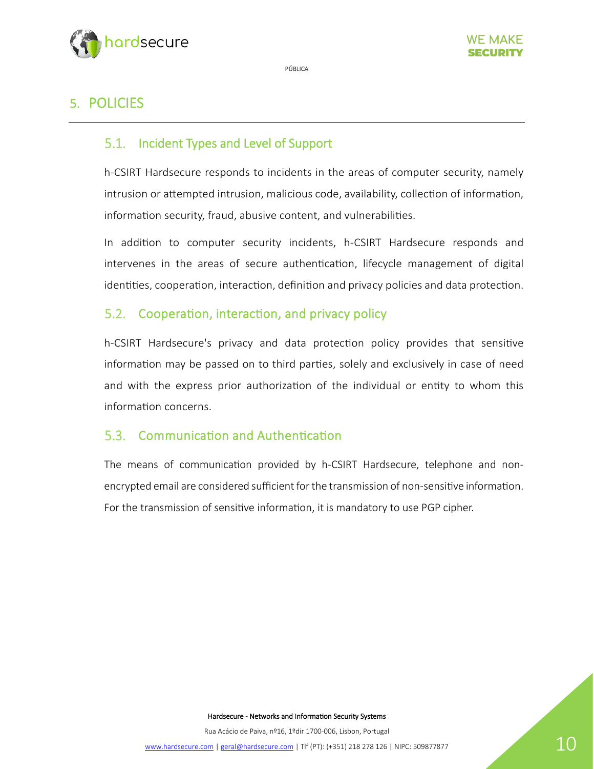# 5. POLICIES

## 5.1. Incident Types and Level of Support

h-CSIRT Hardsecure responds to incidents in the areas of computer security, namely intrusion or attempted intrusion, malicious code, availability, collection of information, information security, fraud, abusive content, and vulnerabilities.

In addition to computer security incidents, h-CSIRT Hardsecure responds and intervenes in the areas of secure authentication, lifecycle management of digital identities, cooperation, interaction, definition and privacy policies and data protection.

## 5.2. Cooperation, interaction, and privacy policy

h-CSIRT Hardsecure's privacy and data protection policy provides that sensitive information may be passed on to third parties, solely and exclusively in case of need and with the express prior authorization of the individual or entity to whom this information concerns.

## 5.3. Communication and Authentication

The means of communication provided by h-CSIRT Hardsecure, telephone and non-encrypted email are considered sufficient for the transmission of non-sensitive information. For the transmission of sensitive information, it is mandatory to use PGP cipher.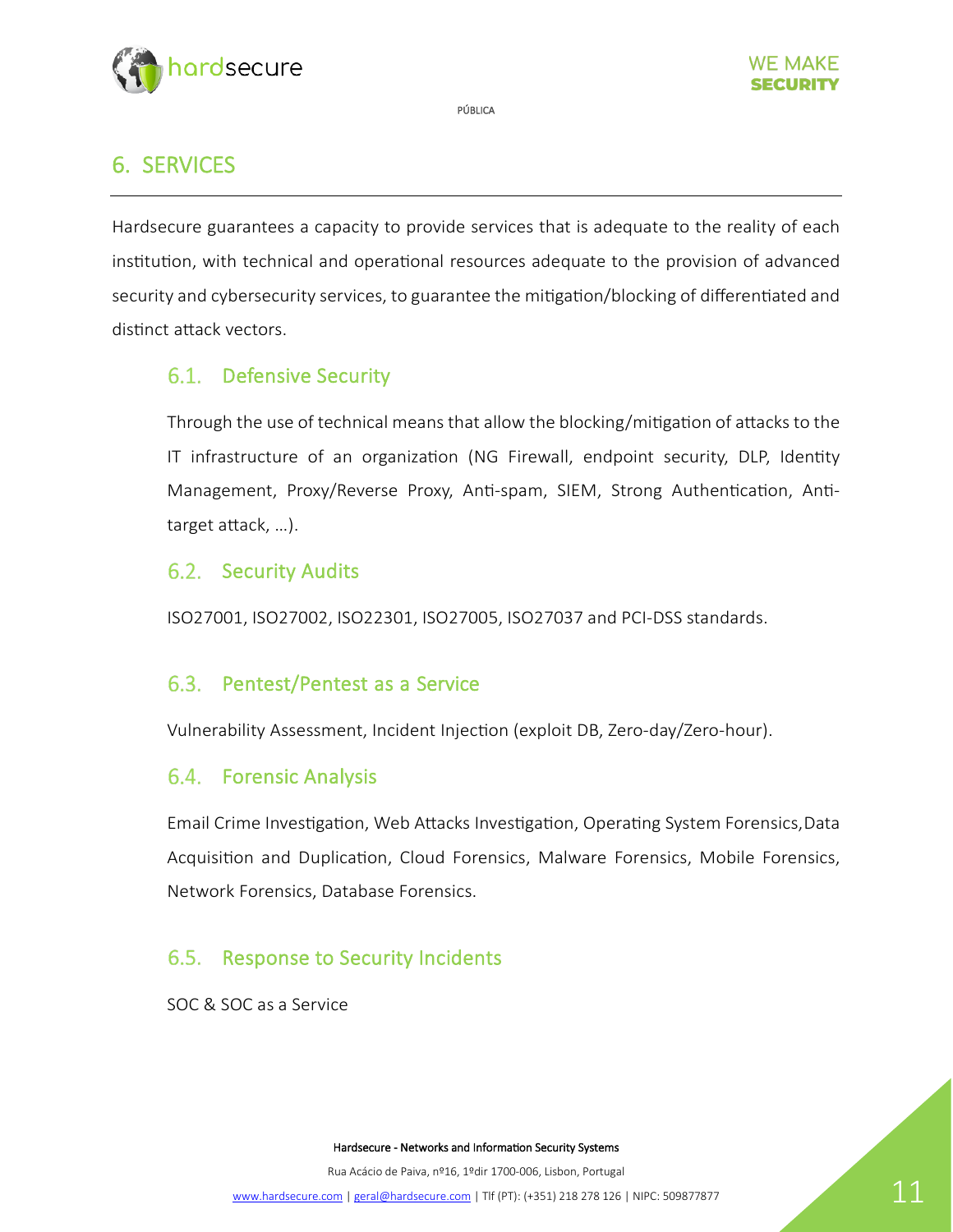# 6. SERVICES

Hardsecure guarantees a capacity to provide services that is adequate to the reality of each institution, with technical and operational resources adequate to the provision of advanced security and cybersecurity services, to guarantee the mitigation/blocking of differentiated and distinct attack vectors.

## 6.1. Defensive Security

Through the use of technical means that allow the blocking/mitigation of attacks to the IT infrastructure of an organization (NG Firewall, endpoint security, DLP, Identity Management, Proxy/Reverse Proxy, Anti-spam, SIEM, Strong Authentication, Anti-target attack, …).

## 6.2. Security Audits

ISO27001, ISO27002, ISO22301, ISO27005, ISO27037 and PCI-DSS standards.

## 6.3. Pentest/Pentest as a Service

Vulnerability Assessment, Incident Injection (exploit DB, Zero-day/Zero-hour).

## 6.4. Forensic Analysis

Email Crime Investigation, Web Attacks Investigation, Operating System Forensics, Data Acquisition and Duplication, Cloud Forensics, Malware Forensics, Mobile Forensics, Network Forensics, Database Forensics.

## 6.5. Response to Security Incidents

SOC & SOC as a Service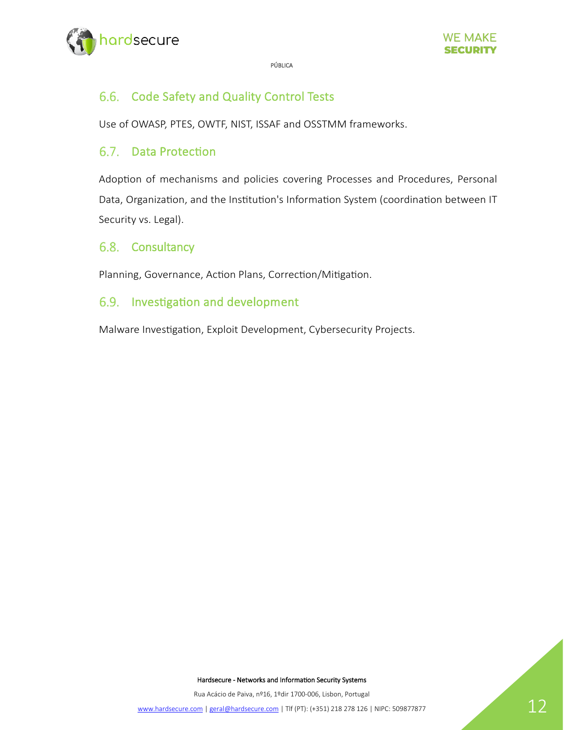## 6.6. Code Safety and Quality Control Tests

Use of OWASP, PTES, OWTF, NIST, ISSAF and OSSTMM frameworks.

## 6.7. Data Protection

Adoption of mechanisms and policies covering Processes and Procedures, Personal Data, Organization, and the Institution's Information System (coordination between IT Security vs. Legal).

## 6.8. Consultancy

Planning, Governance, Action Plans, Correction/Mitigation.

## 6.9. Investigation and development

Malware Investigation, Exploit Development, Cybersecurity Projects.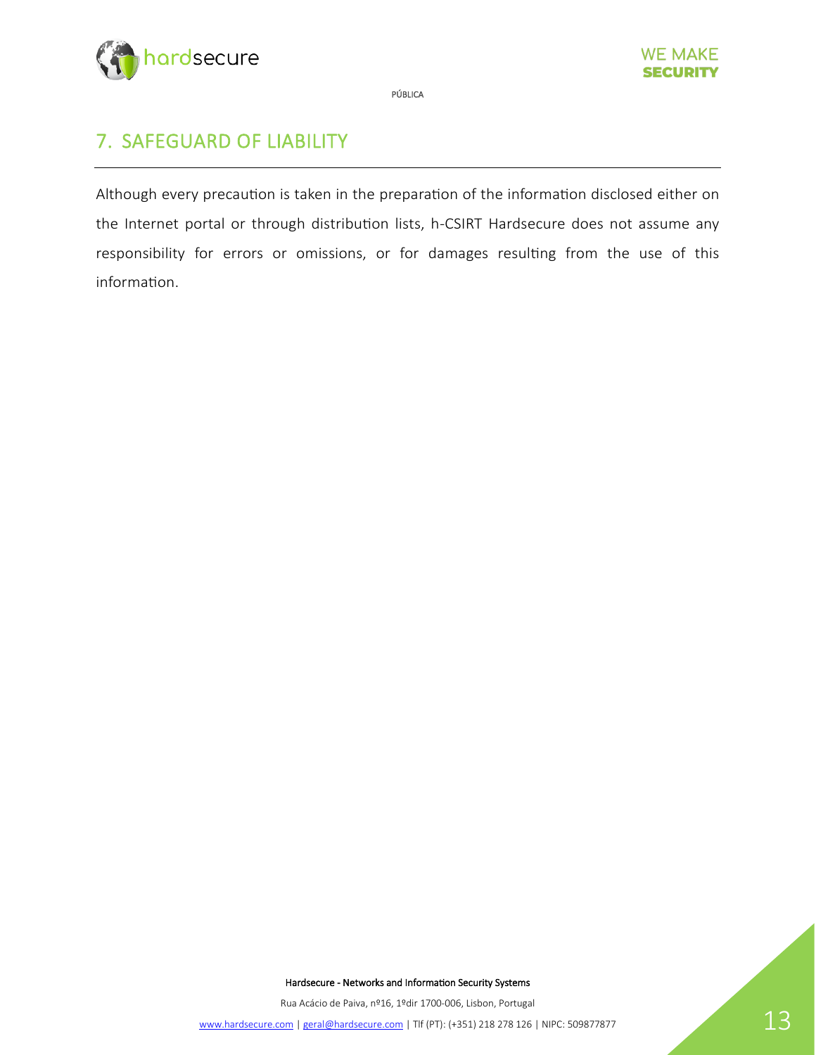## 7. SAFEGUARD OF LIABILITY

Although every precaution is taken in the preparation of the information disclosed either on the Internet portal or through distribution lists, h-CSIRT Hardsecure does not assume any responsibility for errors or omissions, or for damages resulting from the use of this information.